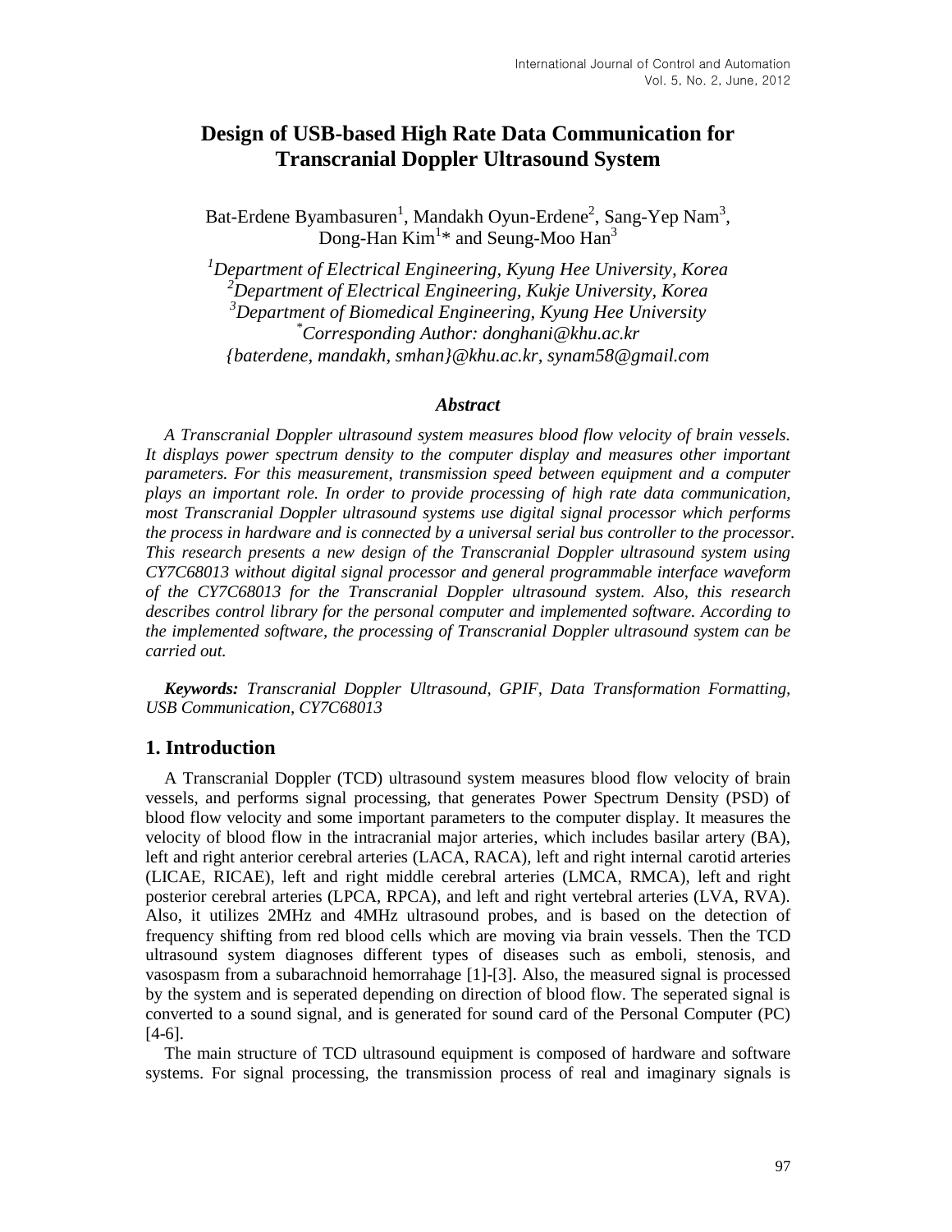# Design of USB-based High Rate Data Communication for Transcranial Doppler Ultrasound System

Bat-Erdene Byambasuren[1], Mandakh Oyun-Erdene[2], Sang-Yep Nam[3], Dong-Han Kim[1]* and Seung-Moo Han[3]

*[1]Department of Electrical Engineering, Kyung Hee University, Korea*
*[2]Department of Electrical Engineering, Kukje University, Korea*
*[3]Department of Biomedical Engineering, Kyung Hee University*
*[*]Corresponding Author: donghani@khu.ac.kr*
*{baterdene, mandakh, smhan}@khu.ac.kr, synam58@gmail.com*

### *Abstract*

*A Transcranial Doppler ultrasound system measures blood flow velocity of brain vessels. It displays power spectrum density to the computer display and measures other important parameters. For this measurement, transmission speed between equipment and a computer plays an important role. In order to provide processing of high rate data communication, most Transcranial Doppler ultrasound systems use digital signal processor which performs the process in hardware and is connected by a universal serial bus controller to the processor. This research presents a new design of the Transcranial Doppler ultrasound system using CY7C68013 without digital signal processor and general programmable interface waveform of the CY7C68013 for the Transcranial Doppler ultrasound system. Also, this research describes control library for the personal computer and implemented software. According to the implemented software, the processing of Transcranial Doppler ultrasound system can be carried out.*

***Keywords:*** *Transcranial Doppler Ultrasound, GPIF, Data Transformation Formatting, USB Communication, CY7C68013*

## 1. Introduction

A Transcranial Doppler (TCD) ultrasound system measures blood flow velocity of brain vessels, and performs signal processing, that generates Power Spectrum Density (PSD) of blood flow velocity and some important parameters to the computer display. It measures the velocity of blood flow in the intracranial major arteries, which includes basilar artery (BA), left and right anterior cerebral arteries (LACA, RACA), left and right internal carotid arteries (LICAE, RICAE), left and right middle cerebral arteries (LMCA, RMCA), left and right posterior cerebral arteries (LPCA, RPCA), and left and right vertebral arteries (LVA, RVA). Also, it utilizes 2MHz and 4MHz ultrasound probes, and is based on the detection of frequency shifting from red blood cells which are moving via brain vessels. Then the TCD ultrasound system diagnoses different types of diseases such as emboli, stenosis, and vasospasm from a subarachnoid hemorrahage [1]-[3]. Also, the measured signal is processed by the system and is seperated depending on direction of blood flow. The seperated signal is converted to a sound signal, and is generated for sound card of the Personal Computer (PC) [4-6].

The main structure of TCD ultrasound equipment is composed of hardware and software systems. For signal processing, the transmission process of real and imaginary signals is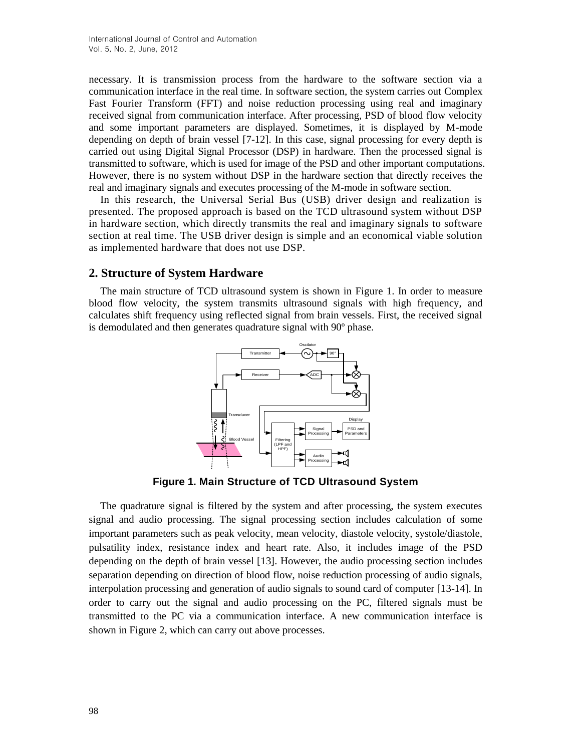necessary. It is transmission process from the hardware to the software section via a communication interface in the real time. In software section, the system carries out Complex Fast Fourier Transform (FFT) and noise reduction processing using real and imaginary received signal from communication interface. After processing, PSD of blood flow velocity and some important parameters are displayed. Sometimes, it is displayed by M-mode depending on depth of brain vessel [7-12]. In this case, signal processing for every depth is carried out using Digital Signal Processor (DSP) in hardware. Then the processed signal is transmitted to software, which is used for image of the PSD and other important computations. However, there is no system without DSP in the hardware section that directly receives the real and imaginary signals and executes processing of the M-mode in software section.

In this research, the Universal Serial Bus (USB) driver design and realization is presented. The proposed approach is based on the TCD ultrasound system without DSP in hardware section, which directly transmits the real and imaginary signals to software section at real time. The USB driver design is simple and an economical viable solution as implemented hardware that does not use DSP.

## 2. Structure of System Hardware

The main structure of TCD ultrasound system is shown in Figure 1. In order to measure blood flow velocity, the system transmits ultrasound signals with high frequency, and calculates shift frequency using reflected signal from brain vessels. First, the received signal is demodulated and then generates quadrature signal with 90º phase.

**Figure 1. Main Structure of TCD Ultrasound System**

The quadrature signal is filtered by the system and after processing, the system executes signal and audio processing. The signal processing section includes calculation of some important parameters such as peak velocity, mean velocity, diastole velocity, systole/diastole, pulsatility index, resistance index and heart rate. Also, it includes image of the PSD depending on the depth of brain vessel [13]. However, the audio processing section includes separation depending on direction of blood flow, noise reduction processing of audio signals, interpolation processing and generation of audio signals to sound card of computer [13-14]. In order to carry out the signal and audio processing on the PC, filtered signals must be transmitted to the PC via a communication interface. A new communication interface is shown in Figure 2, which can carry out above processes.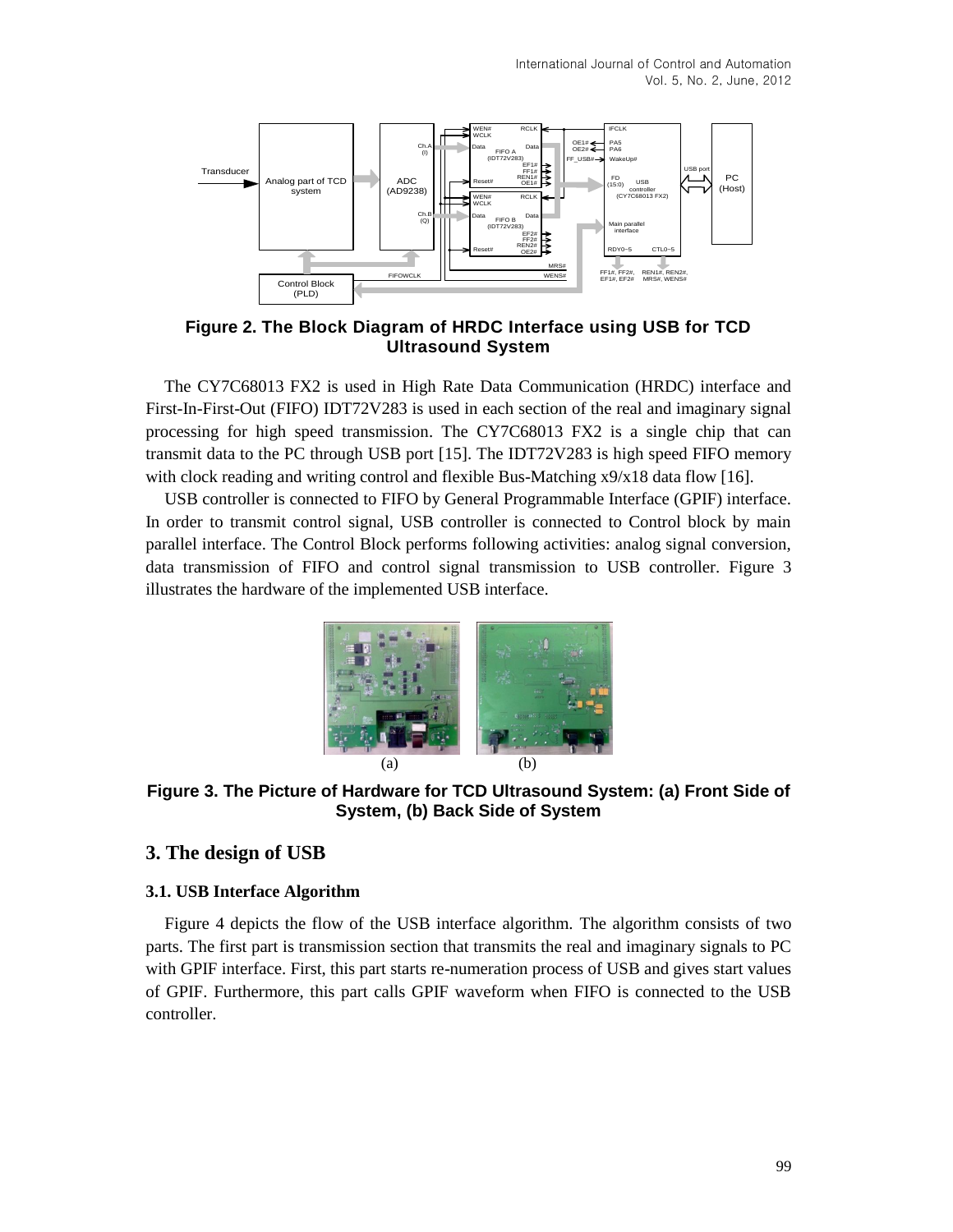**Figure 2. The Block Diagram of HRDC Interface using USB for TCD Ultrasound System**

The CY7C68013 FX2 is used in High Rate Data Communication (HRDC) interface and First-In-First-Out (FIFO) IDT72V283 is used in each section of the real and imaginary signal processing for high speed transmission. The CY7C68013 FX2 is a single chip that can transmit data to the PC through USB port [15]. The IDT72V283 is high speed FIFO memory with clock reading and writing control and flexible Bus-Matching x9/x18 data flow [16].

USB controller is connected to FIFO by General Programmable Interface (GPIF) interface. In order to transmit control signal, USB controller is connected to Control block by main parallel interface. The Control Block performs following activities: analog signal conversion, data transmission of FIFO and control signal transmission to USB controller. Figure 3 illustrates the hardware of the implemented USB interface.

(a) (b)

**Figure 3. The Picture of Hardware for TCD Ultrasound System: (a) Front Side of System, (b) Back Side of System**

## 3. The design of USB

### 3.1. USB Interface Algorithm

Figure 4 depicts the flow of the USB interface algorithm. The algorithm consists of two parts. The first part is transmission section that transmits the real and imaginary signals to PC with GPIF interface. First, this part starts re-numeration process of USB and gives start values of GPIF. Furthermore, this part calls GPIF waveform when FIFO is connected to the USB controller.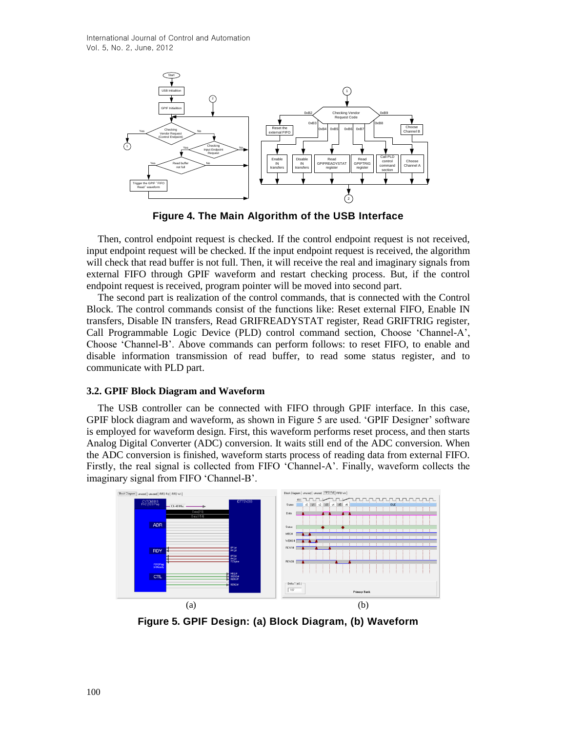**Figure 4. The Main Algorithm of the USB Interface**

Then, control endpoint request is checked. If the control endpoint request is not received, input endpoint request will be checked. If the input endpoint request is received, the algorithm will check that read buffer is not full. Then, it will receive the real and imaginary signals from external FIFO through GPIF waveform and restart checking process. But, if the control endpoint request is received, program pointer will be moved into second part.

The second part is realization of the control commands, that is connected with the Control Block. The control commands consist of the functions like: Reset external FIFO, Enable IN transfers, Disable IN transfers, Read GRIFREADYSTAT register, Read GRIFTRIG register, Call Programmable Logic Device (PLD) control command section, Choose 'Channel-A', Choose 'Channel-B'. Above commands can perform follows: to reset FIFO, to enable and disable information transmission of read buffer, to read some status register, and to communicate with PLD part.

### 3.2. GPIF Block Diagram and Waveform

The USB controller can be connected with FIFO through GPIF interface. In this case, GPIF block diagram and waveform, as shown in Figure 5 are used. 'GPIF Designer' software is employed for waveform design. First, this waveform performs reset process, and then starts Analog Digital Converter (ADC) conversion. It waits still end of the ADC conversion. When the ADC conversion is finished, waveform starts process of reading data from external FIFO. Firstly, the real signal is collected from FIFO 'Channel-A'. Finally, waveform collects the imaginary signal from FIFO 'Channel-B'.

(a) (b)

**Figure 5. GPIF Design: (a) Block Diagram, (b) Waveform**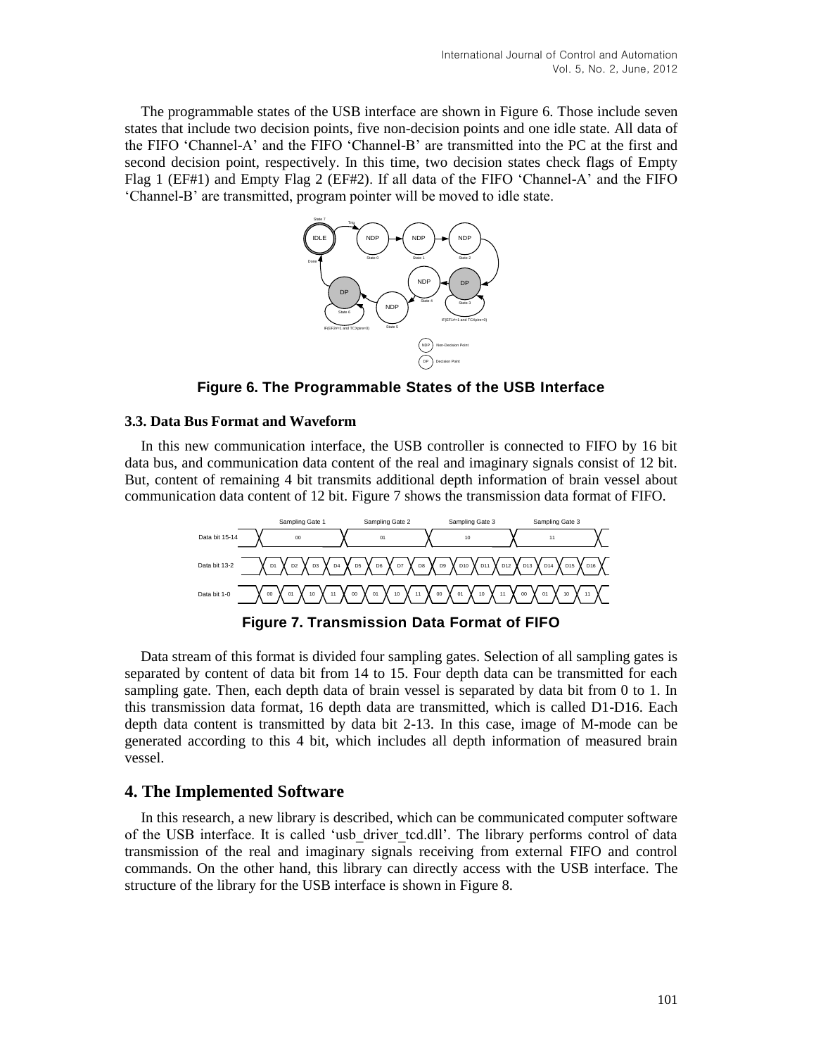The programmable states of the USB interface are shown in Figure 6. Those include seven states that include two decision points, five non-decision points and one idle state. All data of the FIFO 'Channel-A' and the FIFO 'Channel-B' are transmitted into the PC at the first and second decision point, respectively. In this time, two decision states check flags of Empty Flag 1 (EF#1) and Empty Flag 2 (EF#2). If all data of the FIFO 'Channel-A' and the FIFO 'Channel-B' are transmitted, program pointer will be moved to idle state.

**Figure 6. The Programmable States of the USB Interface**

### 3.3. Data Bus Format and Waveform

In this new communication interface, the USB controller is connected to FIFO by 16 bit data bus, and communication data content of the real and imaginary signals consist of 12 bit. But, content of remaining 4 bit transmits additional depth information of brain vessel about communication data content of 12 bit. Figure 7 shows the transmission data format of FIFO.

**Figure 7. Transmission Data Format of FIFO**

Data stream of this format is divided four sampling gates. Selection of all sampling gates is separated by content of data bit from 14 to 15. Four depth data can be transmitted for each sampling gate. Then, each depth data of brain vessel is separated by data bit from 0 to 1. In this transmission data format, 16 depth data are transmitted, which is called D1-D16. Each depth data content is transmitted by data bit 2-13. In this case, image of M-mode can be generated according to this 4 bit, which includes all depth information of measured brain vessel.

## 4. The Implemented Software

In this research, a new library is described, which can be communicated computer software of the USB interface. It is called 'usb_driver_tcd.dll'. The library performs control of data transmission of the real and imaginary signals receiving from external FIFO and control commands. On the other hand, this library can directly access with the USB interface. The structure of the library for the USB interface is shown in Figure 8.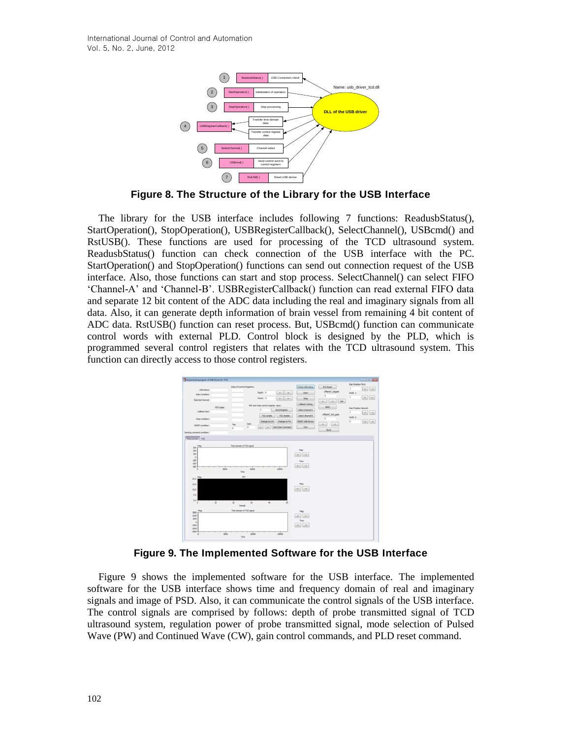**Figure 8. The Structure of the Library for the USB Interface**

The library for the USB interface includes following 7 functions: ReadusbStatus(), StartOperation(), StopOperation(), USBRegisterCallback(), SelectChannel(), USBcmd() and RstUSB(). These functions are used for processing of the TCD ultrasound system. ReadusbStatus() function can check connection of the USB interface with the PC. StartOperation() and StopOperation() functions can send out connection request of the USB interface. Also, those functions can start and stop process. SelectChannel() can select FIFO 'Channel-A' and 'Channel-B'. USBRegisterCallback() function can read external FIFO data and separate 12 bit content of the ADC data including the real and imaginary signals from all data. Also, it can generate depth information of brain vessel from remaining 4 bit content of ADC data. RstUSB() function can reset process. But, USBcmd() function can communicate control words with external PLD. Control block is designed by the PLD, which is programmed several control registers that relates with the TCD ultrasound system. This function can directly access to those control registers.

**Figure 9. The Implemented Software for the USB Interface**

Figure 9 shows the implemented software for the USB interface. The implemented software for the USB interface shows time and frequency domain of real and imaginary signals and image of PSD. Also, it can communicate the control signals of the USB interface. The control signals are comprised by follows: depth of probe transmitted signal of TCD ultrasound system, regulation power of probe transmitted signal, mode selection of Pulsed Wave (PW) and Continued Wave (CW), gain control commands, and PLD reset command.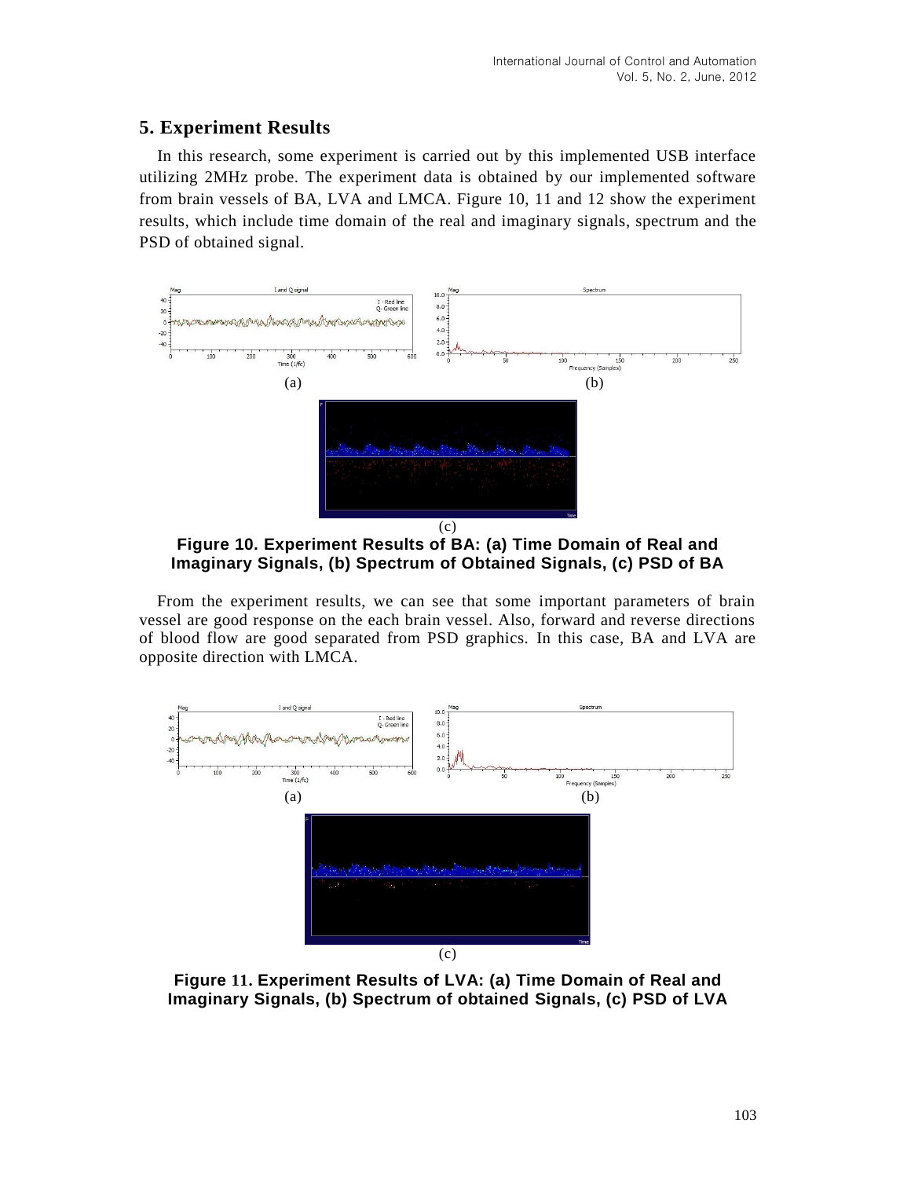## 5. Experiment Results

In this research, some experiment is carried out by this implemented USB interface utilizing 2MHz probe. The experiment data is obtained by our implemented software from brain vessels of BA, LVA and LMCA. Figure 10, 11 and 12 show the experiment results, which include time domain of the real and imaginary signals, spectrum and the PSD of obtained signal.

**Figure 10. Experiment Results of BA: (a) Time Domain of Real and Imaginary Signals, (b) Spectrum of Obtained Signals, (c) PSD of BA**

From the experiment results, we can see that some important parameters of brain vessel are good response on the each brain vessel. Also, forward and reverse directions of blood flow are good separated from PSD graphics. In this case, BA and LVA are opposite direction with LMCA.

**Figure 11. Experiment Results of LVA: (a) Time Domain of Real and Imaginary Signals, (b) Spectrum of obtained Signals, (c) PSD of LVA**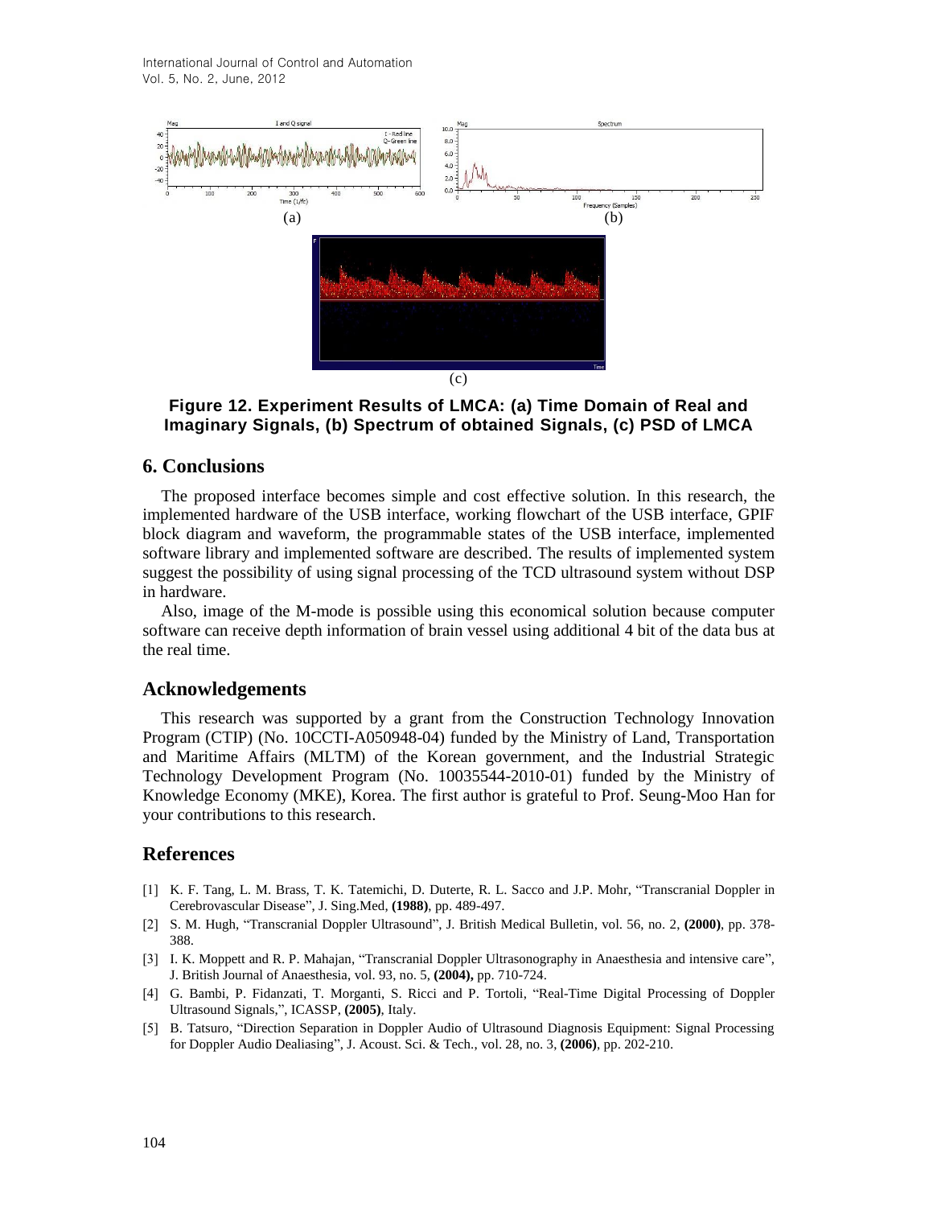Figure 12. Experiment Results of LMCA: (a) Time Domain of Real and Imaginary Signals, (b) Spectrum of obtained Signals, (c) PSD of LMCA

## 6. Conclusions

The proposed interface becomes simple and cost effective solution. In this research, the implemented hardware of the USB interface, working flowchart of the USB interface, GPIF block diagram and waveform, the programmable states of the USB interface, implemented software library and implemented software are described. The results of implemented system suggest the possibility of using signal processing of the TCD ultrasound system without DSP in hardware.

Also, image of the M-mode is possible using this economical solution because computer software can receive depth information of brain vessel using additional 4 bit of the data bus at the real time.

## Acknowledgements

This research was supported by a grant from the Construction Technology Innovation Program (CTIP) (No. 10CCTI-A050948-04) funded by the Ministry of Land, Transportation and Maritime Affairs (MLTM) of the Korean government, and the Industrial Strategic Technology Development Program (No. 10035544-2010-01) funded by the Ministry of Knowledge Economy (MKE), Korea. The first author is grateful to Prof. Seung-Moo Han for your contributions to this research.

## References

[1] K. F. Tang, L. M. Brass, T. K. Tatemichi, D. Duterte, R. L. Sacco and J.P. Mohr, "Transcranial Doppler in Cerebrovascular Disease", J. Sing.Med, **(1988)**, pp. 489-497.

[2] S. M. Hugh, "Transcranial Doppler Ultrasound", J. British Medical Bulletin, vol. 56, no. 2, **(2000)**, pp. 378-388.

[3] I. K. Moppett and R. P. Mahajan, "Transcranial Doppler Ultrasonography in Anaesthesia and intensive care", J. British Journal of Anaesthesia, vol. 93, no. 5, **(2004),** pp. 710-724.

[4] G. Bambi, P. Fidanzati, T. Morganti, S. Ricci and P. Tortoli, "Real-Time Digital Processing of Doppler Ultrasound Signals,", ICASSP, **(2005)**, Italy.

[5] B. Tatsuro, "Direction Separation in Doppler Audio of Ultrasound Diagnosis Equipment: Signal Processing for Doppler Audio Dealiasing", J. Acoust. Sci. & Tech., vol. 28, no. 3, **(2006)**, pp. 202-210.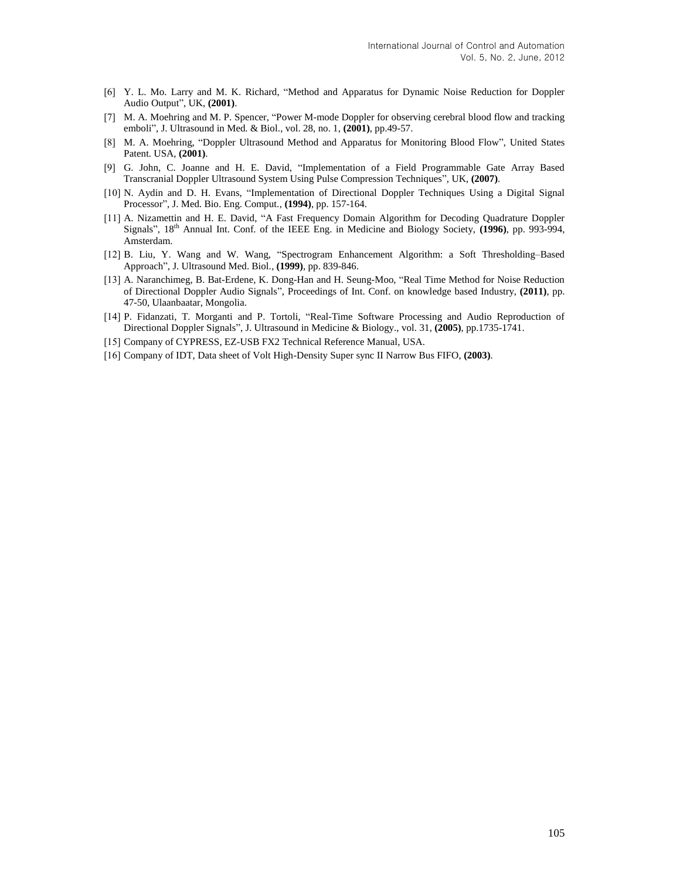[6] Y. L. Mo. Larry and M. K. Richard, "Method and Apparatus for Dynamic Noise Reduction for Doppler Audio Output", UK, **(2001)**.

[7] M. A. Moehring and M. P. Spencer, "Power M-mode Doppler for observing cerebral blood flow and tracking emboli", J. Ultrasound in Med. & Biol., vol. 28, no. 1, **(2001)**, pp.49-57.

[8] M. A. Moehring, "Doppler Ultrasound Method and Apparatus for Monitoring Blood Flow", United States Patent. USA, **(2001)**.

[9] G. John, C. Joanne and H. E. David, "Implementation of a Field Programmable Gate Array Based Transcranial Doppler Ultrasound System Using Pulse Compression Techniques", UK, **(2007)**.

[10] N. Aydin and D. H. Evans, "Implementation of Directional Doppler Techniques Using a Digital Signal Processor", J. Med. Bio. Eng. Comput., **(1994)**, pp. 157-164.

[11] A. Nizamettin and H. E. David, "A Fast Frequency Domain Algorithm for Decoding Quadrature Doppler Signals", 18th Annual Int. Conf. of the IEEE Eng. in Medicine and Biology Society, **(1996)**, pp. 993-994, Amsterdam.

[12] B. Liu, Y. Wang and W. Wang, "Spectrogram Enhancement Algorithm: a Soft Thresholding–Based Approach", J. Ultrasound Med. Biol., **(1999)**, pp. 839-846.

[13] A. Naranchimeg, B. Bat-Erdene, K. Dong-Han and H. Seung-Moo, "Real Time Method for Noise Reduction of Directional Doppler Audio Signals", Proceedings of Int. Conf. on knowledge based Industry, **(2011)**, pp. 47-50, Ulaanbaatar, Mongolia.

[14] P. Fidanzati, T. Morganti and P. Tortoli, "Real-Time Software Processing and Audio Reproduction of Directional Doppler Signals", J. Ultrasound in Medicine & Biology., vol. 31, **(2005)**, pp.1735-1741.

[15] Company of CYPRESS, EZ-USB FX2 Technical Reference Manual, USA.

[16] Company of IDT, Data sheet of Volt High-Density Super sync II Narrow Bus FIFO, **(2003)**.